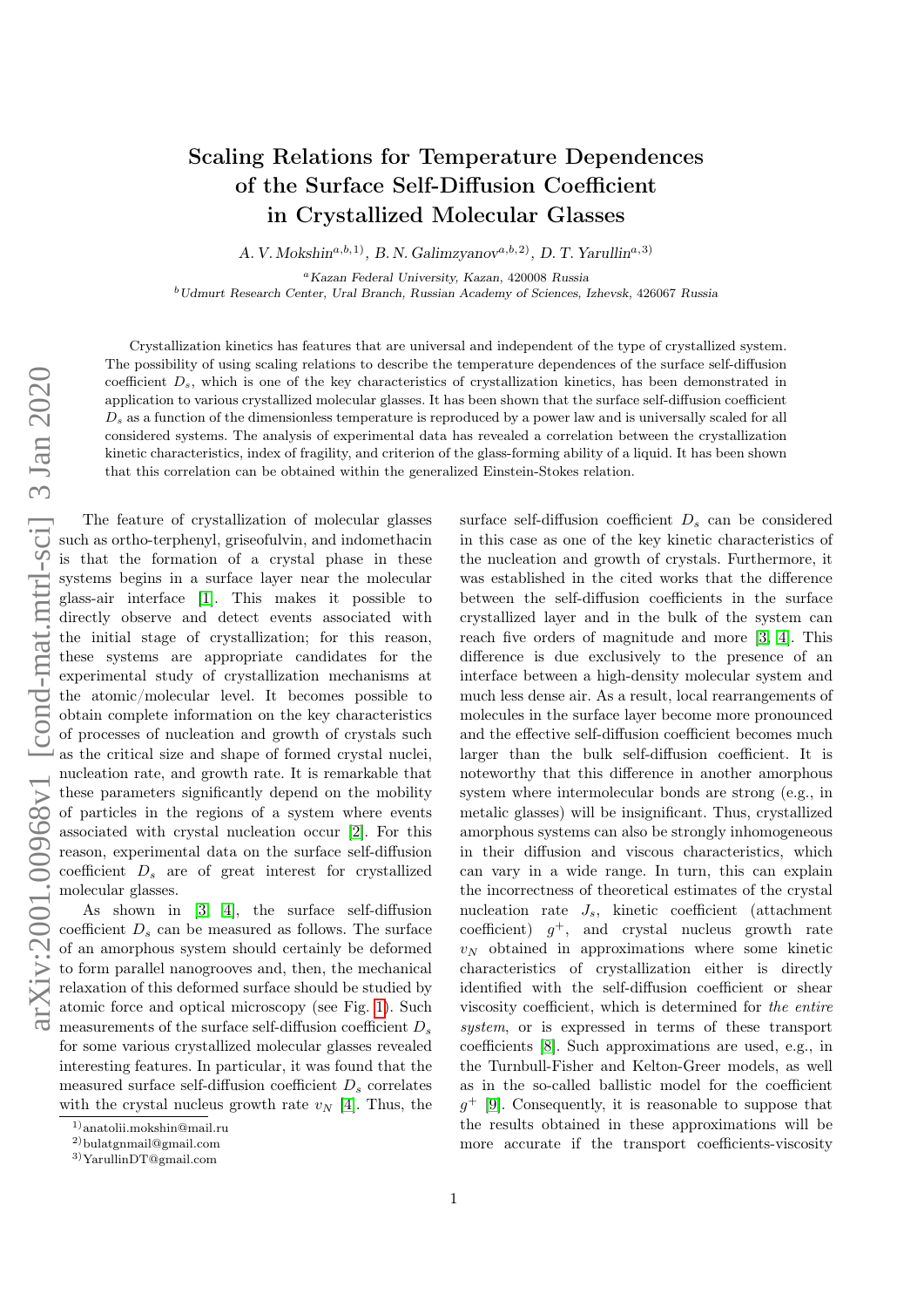# Scaling Relations for Temperature Dependences of the Surface Self-Diffusion Coefficient in Crystallized Molecular Glasses

*A. V. Mokshin*[a,b,1)], *B. N. Galimzyanov*[a,b,2)], *D. T. Yarullin*[a,3)]

[a] *Kazan Federal University, Kazan,* 420008 *Russia*

[b] *Udmurt Research Center, Ural Branch, Russian Academy of Sciences, Izhevsk,* 426067 *Russia*

Crystallization kinetics has features that are universal and independent of the type of crystallized system. The possibility of using scaling relations to describe the temperature dependences of the surface self-diffusion coefficient $D_s$, which is one of the key characteristics of crystallization kinetics, has been demonstrated in application to various crystallized molecular glasses. It has been shown that the surface self-diffusion coefficient $D_s$ as a function of the dimensionless temperature is reproduced by a power law and is universally scaled for all considered systems. The analysis of experimental data has revealed a correlation between the crystallization kinetic characteristics, index of fragility, and criterion of the glass-forming ability of a liquid. It has been shown that this correlation can be obtained within the generalized Einstein-Stokes relation.

The feature of crystallization of molecular glasses such as ortho-terphenyl, griseofulvin, and indomethacin is that the formation of a crystal phase in these systems begins in a surface layer near the molecular glass-air interface [1]. This makes it possible to directly observe and detect events associated with the initial stage of crystallization; for this reason, these systems are appropriate candidates for the experimental study of crystallization mechanisms at the atomic/molecular level. It becomes possible to obtain complete information on the key characteristics of processes of nucleation and growth of crystals such as the critical size and shape of formed crystal nuclei, nucleation rate, and growth rate. It is remarkable that these parameters significantly depend on the mobility of particles in the regions of a system where events associated with crystal nucleation occur [2]. For this reason, experimental data on the surface self-diffusion coefficient $D_s$ are of great interest for crystallized molecular glasses.

As shown in [3, 4], the surface self-diffusion coefficient $D_s$ can be measured as follows. The surface of an amorphous system should certainly be deformed to form parallel nanogrooves and, then, the mechanical relaxation of this deformed surface should be studied by atomic force and optical microscopy (see Fig. 1). Such measurements of the surface self-diffusion coefficient $D_s$ for some various crystallized molecular glasses revealed interesting features. In particular, it was found that the measured surface self-diffusion coefficient $D_s$ correlates with the crystal nucleus growth rate $v_N$ [4]. Thus, the surface self-diffusion coefficient $D_s$ can be considered in this case as one of the key kinetic characteristics of the nucleation and growth of crystals. Furthermore, it was established in the cited works that the difference between the self-diffusion coefficients in the surface crystallized layer and in the bulk of the system can reach five orders of magnitude and more [3, 4]. This difference is due exclusively to the presence of an interface between a high-density molecular system and much less dense air. As a result, local rearrangements of molecules in the surface layer become more pronounced and the effective self-diffusion coefficient becomes much larger than the bulk self-diffusion coefficient. It is noteworthy that this difference in another amorphous system where intermolecular bonds are strong (e.g., in metalic glasses) will be insignificant. Thus, crystallized amorphous systems can also be strongly inhomogeneous in their diffusion and viscous characteristics, which can vary in a wide range. In turn, this can explain the incorrectness of theoretical estimates of the crystal nucleation rate $J_s$, kinetic coefficient (attachment coefficient) $g^+$, and crystal nucleus growth rate $v_N$ obtained in approximations where some kinetic characteristics of crystallization either is directly identified with the self-diffusion coefficient or shear viscosity coefficient, which is determined for *the entire system*, or is expressed in terms of these transport coefficients [8]. Such approximations are used, e.g., in the Turnbull-Fisher and Kelton-Greer models, as well as in the so-called ballistic model for the coefficient $g^+$ [9]. Consequently, it is reasonable to suppose that the results obtained in these approximations will be more accurate if the transport coefficients-viscosity

---

1) anatolii.mokshin@mail.ru

2) bulatgnmail@gmail.com

3) YarullinDT@gmail.com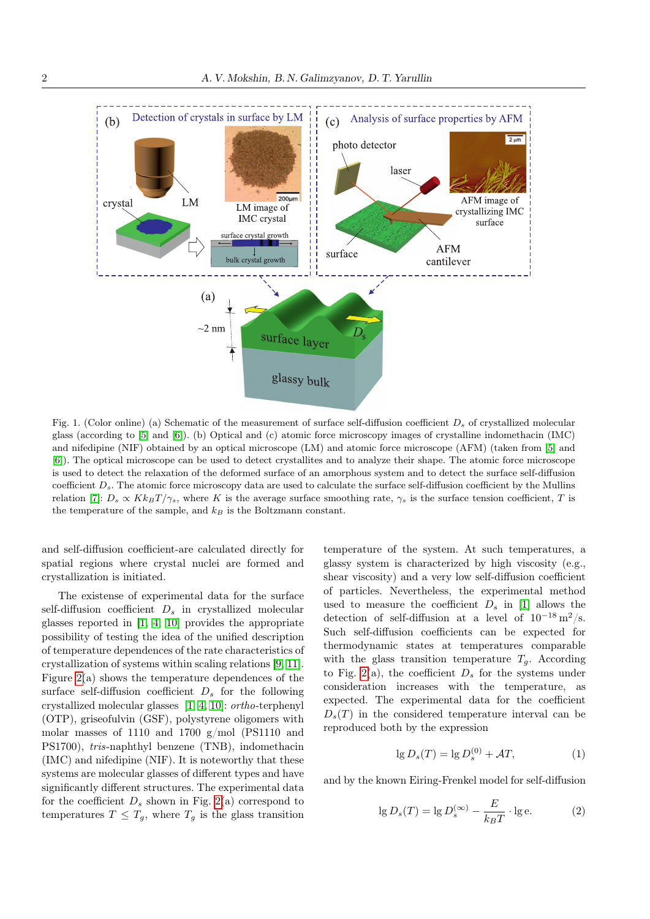Fig. 1. (Color online) (a) Schematic of the measurement of surface self-diffusion coefficient $D_s$ of crystallized molecular glass (according to [5] and [6]). (b) Optical and (c) atomic force microscopy images of crystalline indomethacin (IMC) and nifedipine (NIF) obtained by an optical microscope (LM) and atomic force microscope (AFM) (taken from [5] and [6]). The optical microscope can be used to detect crystallites and to analyze their shape. The atomic force microscope is used to detect the relaxation of the deformed surface of an amorphous system and to detect the surface self-diffusion coefficient $D_s$. The atomic force microscopy data are used to calculate the surface self-diffusion coefficient by the Mullins relation [7]: $D_s \propto K k_B T/\gamma_s$, where $K$ is the average surface smoothing rate, $\gamma_s$ is the surface tension coefficient, $T$ is the temperature of the sample, and $k_B$ is the Boltzmann constant.

and self-diffusion coefficient-are calculated directly for spatial regions where crystal nuclei are formed and crystallization is initiated.

The existense of experimental data for the surface self-diffusion coefficient $D_s$ in crystallized molecular glasses reported in [1, 4, 10] provides the appropriate possibility of testing the idea of the unified description of temperature dependences of the rate characteristics of crystallization of systems within scaling relations [9, 11]. Figure 2(a) shows the temperature dependences of the surface self-diffusion coefficient $D_s$ for the following crystallized molecular glasses [1, 4, 10]: *ortho*-terphenyl (OTP), griseofulvin (GSF), polystyrene oligomers with molar masses of 1110 and 1700 g/mol (PS1110 and PS1700), *tris*-naphthyl benzene (TNB), indomethacin (IMC) and nifedipine (NIF). It is noteworthy that these systems are molecular glasses of different types and have significantly different structures. The experimental data for the coefficient $D_s$ shown in Fig. 2(a) correspond to temperatures $T \leq T_g$, where $T_g$ is the glass transition temperature of the system. At such temperatures, a glassy system is characterized by high viscosity (e.g., shear viscosity) and a very low self-diffusion coefficient of particles. Nevertheless, the experimental method used to measure the coefficient $D_s$ in [1] allows the detection of self-diffusion at a level of $10^{-18}\,\mathrm{m^2/s}$. Such self-diffusion coefficients can be expected for thermodynamic states at temperatures comparable with the glass transition temperature $T_g$. According to Fig. 2(a), the coefficient $D_s$ for the systems under consideration increases with the temperature, as expected. The experimental data for the coefficient $D_s(T)$ in the considered temperature interval can be reproduced both by the expression

$$\lg D_s(T) = \lg D_s^{(0)} + \mathcal{A}T, \tag{1}$$

and by the known Eiring-Frenkel model for self-diffusion

$$\lg D_s(T) = \lg D_s^{(\infty)} - \frac{E}{k_B T} \cdot \lg \mathrm{e}. \tag{2}$$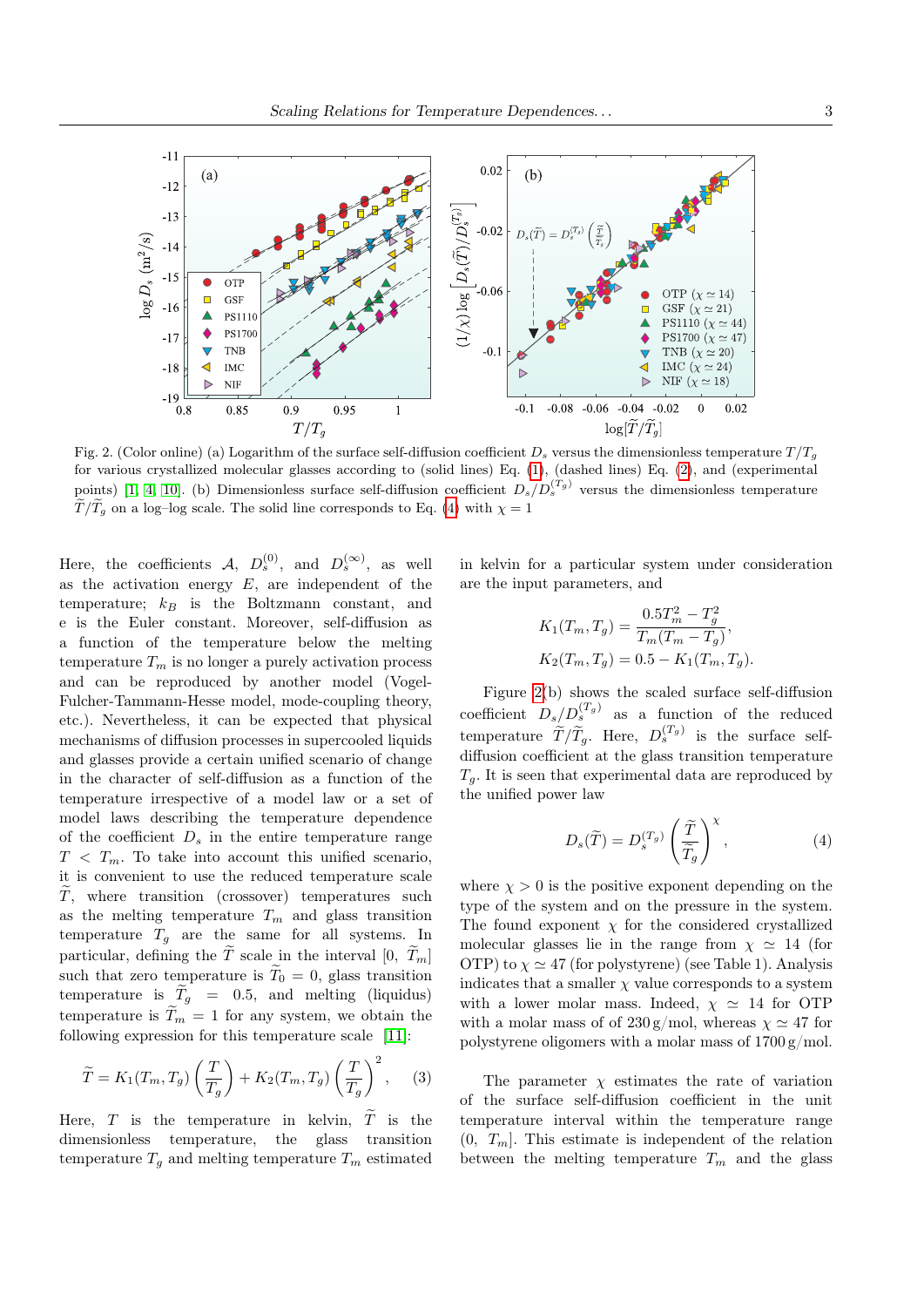Fig. 2. (Color online) (a) Logarithm of the surface self-diffusion coefficient $D_s$ versus the dimensionless temperature $T/T_g$ for various crystallized molecular glasses according to (solid lines) Eq. (1), (dashed lines) Eq. (2), and (experimental points) [1, 4, 10]. (b) Dimensionless surface self-diffusion coefficient $D_s/D_s^{(T_g)}$ versus the dimensionless temperature $\widetilde{T}/\widetilde{T}_g$ on a log–log scale. The solid line corresponds to Eq. (4) with $\chi = 1$

Here, the coefficients $\mathcal{A}$, $D_s^{(0)}$, and $D_s^{(\infty)}$, as well as the activation energy $E$, are independent of the temperature; $k_B$ is the Boltzmann constant, and e is the Euler constant. Moreover, self-diffusion as a function of the temperature below the melting temperature $T_m$ is no longer a purely activation process and can be reproduced by another model (Vogel-Fulcher-Tammann-Hesse model, mode-coupling theory, etc.). Nevertheless, it can be expected that physical mechanisms of diffusion processes in supercooled liquids and glasses provide a certain unified scenario of change in the character of self-diffusion as a function of the temperature irrespective of a model law or a set of model laws describing the temperature dependence of the coefficient $D_s$ in the entire temperature range $T < T_m$. To take into account this unified scenario, it is convenient to use the reduced temperature scale $\widetilde{T}$, where transition (crossover) temperatures such as the melting temperature $T_m$ and glass transition temperature $T_g$ are the same for all systems. In particular, defining the $\widetilde{T}$ scale in the interval $[0,\ \widetilde{T}_m]$ such that zero temperature is $\widetilde{T}_0 = 0$, glass transition temperature is $\widetilde{T}_g = 0.5$, and melting (liquidus) temperature is $\widetilde{T}_m = 1$ for any system, we obtain the following expression for this temperature scale [11]:

$$\widetilde{T} = K_1(T_m, T_g)\left(\frac{T}{T_g}\right) + K_2(T_m, T_g)\left(\frac{T}{T_g}\right)^2, \quad (3)$$

Here, $T$ is the temperature in kelvin, $\widetilde{T}$ is the dimensionless temperature, the glass transition temperature $T_g$ and melting temperature $T_m$ estimated in kelvin for a particular system under consideration are the input parameters, and

$$K_1(T_m, T_g) = \frac{0.5T_m^2 - T_g^2}{T_m(T_m - T_g)},$$
$$K_2(T_m, T_g) = 0.5 - K_1(T_m, T_g).$$

Figure 2(b) shows the scaled surface self-diffusion coefficient $D_s/D_s^{(T_g)}$ as a function of the reduced temperature $\widetilde{T}/\widetilde{T}_g$. Here, $D_s^{(T_g)}$ is the surface self-diffusion coefficient at the glass transition temperature $T_g$. It is seen that experimental data are reproduced by the unified power law

$$D_s(\widetilde{T}) = D_s^{(T_g)}\left(\frac{\widetilde{T}}{\widetilde{T}_g}\right)^{\chi}, \quad (4)$$

where $\chi > 0$ is the positive exponent depending on the type of the system and on the pressure in the system. The found exponent $\chi$ for the considered crystallized molecular glasses lie in the range from $\chi \simeq 14$ (for OTP) to $\chi \simeq 47$ (for polystyrene) (see Table 1). Analysis indicates that a smaller $\chi$ value corresponds to a system with a lower molar mass. Indeed, $\chi \simeq 14$ for OTP with a molar mass of of 230 g/mol, whereas $\chi \simeq 47$ for polystyrene oligomers with a molar mass of 1700 g/mol.

The parameter $\chi$ estimates the rate of variation of the surface self-diffusion coefficient in the unit temperature interval within the temperature range $(0,\ T_m]$. This estimate is independent of the relation between the melting temperature $T_m$ and the glass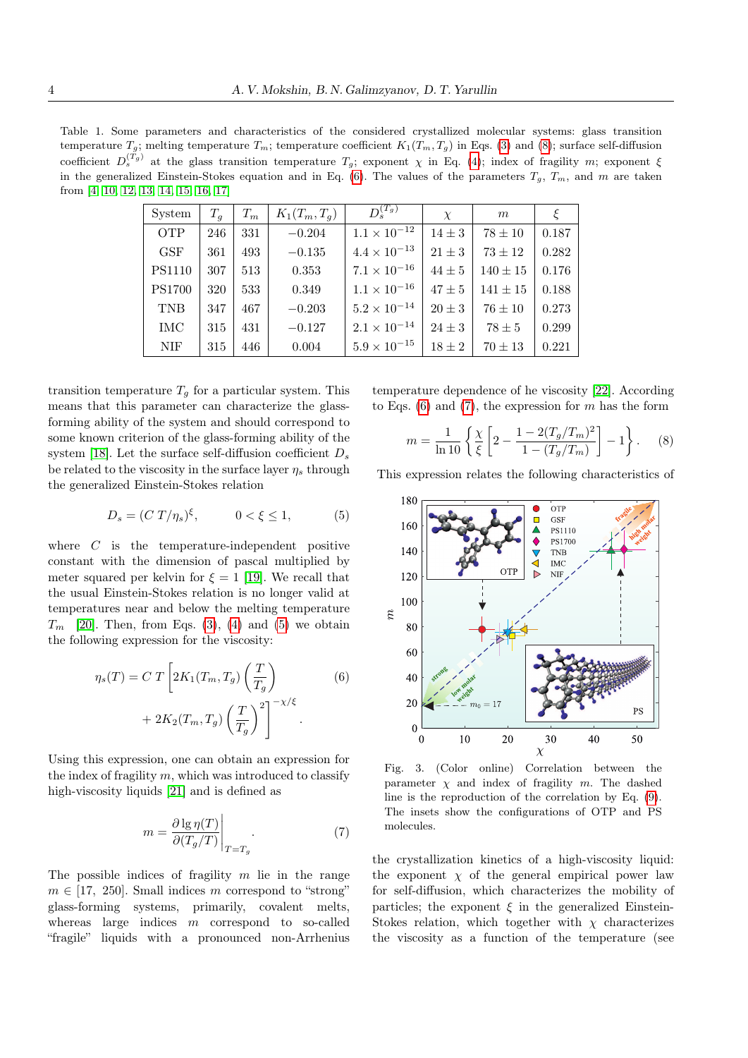Table 1. Some parameters and characteristics of the considered crystallized molecular systems: glass transition temperature $T_g$; melting temperature $T_m$; temperature coefficient $K_1(T_m, T_g)$ in Eqs. (3) and (8); surface self-diffusion coefficient $D_s^{(T_g)}$ at the glass transition temperature $T_g$; exponent $\chi$ in Eq. (4); index of fragility $m$; exponent $\xi$ in the generalized Einstein-Stokes equation and in Eq. (6). The values of the parameters $T_g$, $T_m$, and $m$ are taken from [4, 10, 12, 13, 14, 15, 16, 17]

| System | $T_g$ | $T_m$ | $K_1(T_m, T_g)$ | $D_s^{(T_g)}$ | $\chi$ | $m$ | $\xi$ |
|---|---|---|---|---|---|---|---|
| OTP | 246 | 331 | $-0.204$ | $1.1 \times 10^{-12}$ | $14 \pm 3$ | $78 \pm 10$ | 0.187 |
| GSF | 361 | 493 | $-0.135$ | $4.4 \times 10^{-13}$ | $21 \pm 3$ | $73 \pm 12$ | 0.282 |
| PS1110 | 307 | 513 | 0.353 | $7.1 \times 10^{-16}$ | $44 \pm 5$ | $140 \pm 15$ | 0.176 |
| PS1700 | 320 | 533 | 0.349 | $1.1 \times 10^{-16}$ | $47 \pm 5$ | $141 \pm 15$ | 0.188 |
| TNB | 347 | 467 | $-0.203$ | $5.2 \times 10^{-14}$ | $20 \pm 3$ | $76 \pm 10$ | 0.273 |
| IMC | 315 | 431 | $-0.127$ | $2.1 \times 10^{-14}$ | $24 \pm 3$ | $78 \pm 5$ | 0.299 |
| NIF | 315 | 446 | 0.004 | $5.9 \times 10^{-15}$ | $18 \pm 2$ | $70 \pm 13$ | 0.221 |

transition temperature $T_g$ for a particular system. This means that this parameter can characterize the glass-forming ability of the system and should correspond to some known criterion of the glass-forming ability of the system [18]. Let the surface self-diffusion coefficient $D_s$ be related to the viscosity in the surface layer $\eta_s$ through the generalized Einstein-Stokes relation

$$D_s = (C\,T/\eta_s)^{\xi}, \qquad 0 < \xi \leq 1, \tag{5}$$

where $C$ is the temperature-independent positive constant with the dimension of pascal multiplied by meter squared per kelvin for $\xi = 1$ [19]. We recall that the usual Einstein-Stokes relation is no longer valid at temperatures near and below the melting temperature $T_m$ [20]. Then, from Eqs. (3), (4) and (5) we obtain the following expression for the viscosity:

$$\eta_s(T) = C\,T\left[2K_1(T_m, T_g)\left(\frac{T}{T_g}\right) + 2K_2(T_m, T_g)\left(\frac{T}{T_g}\right)^2\right]^{-\chi/\xi}. \tag{6}$$

Using this expression, one can obtain an expression for the index of fragility $m$, which was introduced to classify high-viscosity liquids [21] and is defined as

$$m = \left.\frac{\partial \lg \eta(T)}{\partial (T_g/T)}\right|_{T=T_g}. \tag{7}$$

The possible indices of fragility $m$ lie in the range $m \in [17,\ 250]$. Small indices $m$ correspond to "strong" glass-forming systems, primarily, covalent melts, whereas large indices $m$ correspond to so-called "fragile" liquids with a pronounced non-Arrhenius temperature dependence of he viscosity [22]. According to Eqs. (6) and (7), the expression for $m$ has the form

$$m = \frac{1}{\ln 10}\left\{\frac{\chi}{\xi}\left[2 - \frac{1 - 2(T_g/T_m)^2}{1 - (T_g/T_m)}\right] - 1\right\}. \tag{8}$$

This expression relates the following characteristics of the crystallization kinetics of a high-viscosity liquid: the exponent $\chi$ of the general empirical power law for self-diffusion, which characterizes the mobility of particles; the exponent $\xi$ in the generalized Einstein-Stokes relation, which together with $\chi$ characterizes the viscosity as a function of the temperature (see

Fig. 3. (Color online) Correlation between the parameter $\chi$ and index of fragility $m$. The dashed line is the reproduction of the correlation by Eq. (9). The insets show the configurations of OTP and PS molecules.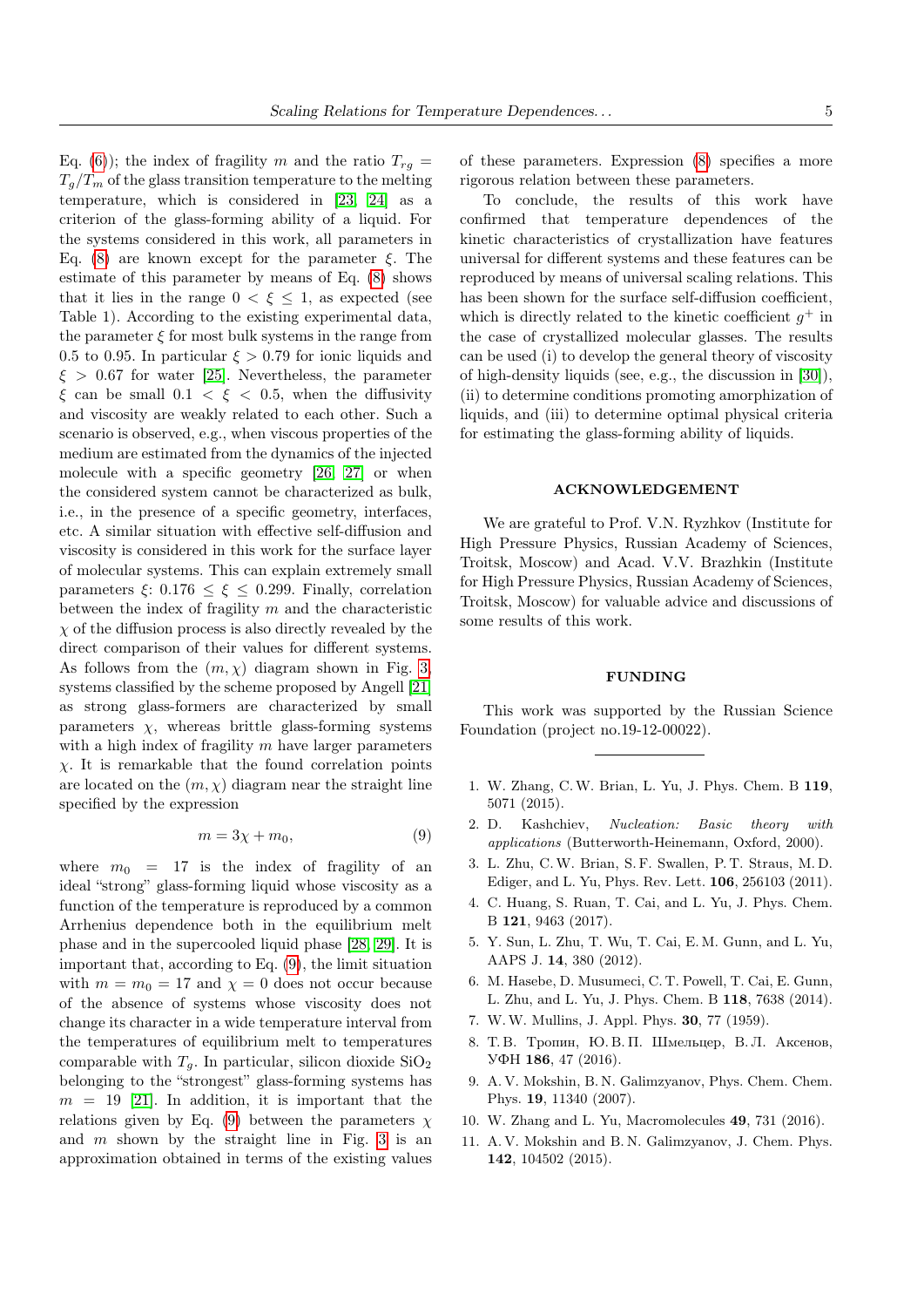Eq. (6)); the index of fragility $m$ and the ratio $T_{rg} = T_g/T_m$ of the glass transition temperature to the melting temperature, which is considered in [23, 24] as a criterion of the glass-forming ability of a liquid. For the systems considered in this work, all parameters in Eq. (8) are known except for the parameter $\xi$. The estimate of this parameter by means of Eq. (8) shows that it lies in the range $0 < \xi \leq 1$, as expected (see Table 1). According to the existing experimental data, the parameter $\xi$ for most bulk systems in the range from 0.5 to 0.95. In particular $\xi > 0.79$ for ionic liquids and $\xi > 0.67$ for water [25]. Nevertheless, the parameter $\xi$ can be small $0.1 < \xi < 0.5$, when the diffusivity and viscosity are weakly related to each other. Such a scenario is observed, e.g., when viscous properties of the medium are estimated from the dynamics of the injected molecule with a specific geometry [26, 27] or when the considered system cannot be characterized as bulk, i.e., in the presence of a specific geometry, interfaces, etc. A similar situation with effective self-diffusion and viscosity is considered in this work for the surface layer of molecular systems. This can explain extremely small parameters $\xi$: $0.176 \leq \xi \leq 0.299$. Finally, correlation between the index of fragility $m$ and the characteristic $\chi$ of the diffusion process is also directly revealed by the direct comparison of their values for different systems. As follows from the $(m, \chi)$ diagram shown in Fig. 3, systems classified by the scheme proposed by Angell [21] as strong glass-formers are characterized by small parameters $\chi$, whereas brittle glass-forming systems with a high index of fragility $m$ have larger parameters $\chi$. It is remarkable that the found correlation points are located on the $(m, \chi)$ diagram near the straight line specified by the expression

$$m = 3\chi + m_0, \tag{9}$$

where $m_0 = 17$ is the index of fragility of an ideal "strong" glass-forming liquid whose viscosity as a function of the temperature is reproduced by a common Arrhenius dependence both in the equilibrium melt phase and in the supercooled liquid phase [28, 29]. It is important that, according to Eq. (9), the limit situation with $m = m_0 = 17$ and $\chi = 0$ does not occur because of the absence of systems whose viscosity does not change its character in a wide temperature interval from the temperatures of equilibrium melt to temperatures comparable with $T_g$. In particular, silicon dioxide $SiO_2$ belonging to the "strongest" glass-forming systems has $m = 19$ [21]. In addition, it is important that the relations given by Eq. (9) between the parameters $\chi$ and $m$ shown by the straight line in Fig. 3 is an approximation obtained in terms of the existing values of these parameters. Expression (8) specifies a more rigorous relation between these parameters.

To conclude, the results of this work have confirmed that temperature dependences of the kinetic characteristics of crystallization have features universal for different systems and these features can be reproduced by means of universal scaling relations. This has been shown for the surface self-diffusion coefficient, which is directly related to the kinetic coefficient $g^+$ in the case of crystallized molecular glasses. The results can be used (i) to develop the general theory of viscosity of high-density liquids (see, e.g., the discussion in [30]), (ii) to determine conditions promoting amorphization of liquids, and (iii) to determine optimal physical criteria for estimating the glass-forming ability of liquids.

## ACKNOWLEDGEMENT

We are grateful to Prof. V.N. Ryzhkov (Institute for High Pressure Physics, Russian Academy of Sciences, Troitsk, Moscow) and Acad. V.V. Brazhkin (Institute for High Pressure Physics, Russian Academy of Sciences, Troitsk, Moscow) for valuable advice and discussions of some results of this work.

## FUNDING

This work was supported by the Russian Science Foundation (project no.19-12-00022).

---

1. W. Zhang, C. W. Brian, L. Yu, J. Phys. Chem. B **119**, 5071 (2015).
2. D. Kashchiev, *Nucleation: Basic theory with applications* (Butterworth-Heinemann, Oxford, 2000).
3. L. Zhu, C. W. Brian, S. F. Swallen, P. T. Straus, M. D. Ediger, and L. Yu, Phys. Rev. Lett. **106**, 256103 (2011).
4. C. Huang, S. Ruan, T. Cai, and L. Yu, J. Phys. Chem. B **121**, 9463 (2017).
5. Y. Sun, L. Zhu, T. Wu, T. Cai, E. M. Gunn, and L. Yu, AAPS J. **14**, 380 (2012).
6. M. Hasebe, D. Musumeci, C. T. Powell, T. Cai, E. Gunn, L. Zhu, and L. Yu, J. Phys. Chem. B **118**, 7638 (2014).
7. W. W. Mullins, J. Appl. Phys. **30**, 77 (1959).
8. Т.В. Тропин, Ю.В.П. Шмельцер, В.Л. Аксенов, УФН **186**, 47 (2016).
9. A. V. Mokshin, B. N. Galimzyanov, Phys. Chem. Chem. Phys. **19**, 11340 (2007).
10. W. Zhang and L. Yu, Macromolecules **49**, 731 (2016).
11. A. V. Mokshin and B. N. Galimzyanov, J. Chem. Phys. **142**, 104502 (2015).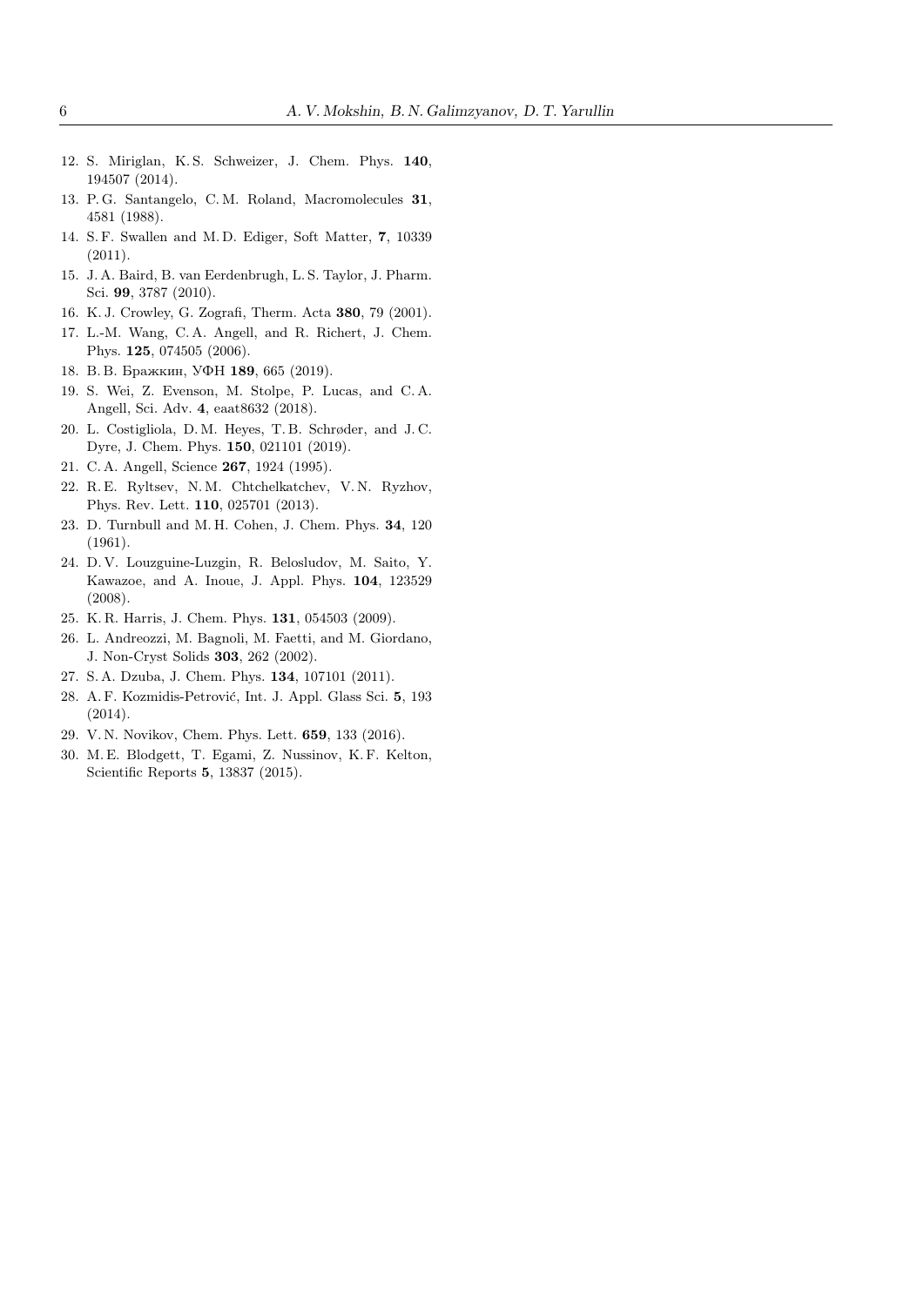12. S. Miriglan, K. S. Schweizer, J. Chem. Phys. **140**, 194507 (2014).
13. P. G. Santangelo, C. M. Roland, Macromolecules **31**, 4581 (1988).
14. S. F. Swallen and M. D. Ediger, Soft Matter, **7**, 10339 (2011).
15. J. A. Baird, B. van Eerdenbrugh, L. S. Taylor, J. Pharm. Sci. **99**, 3787 (2010).
16. K. J. Crowley, G. Zografi, Therm. Acta **380**, 79 (2001).
17. L.-M. Wang, C. A. Angell, and R. Richert, J. Chem. Phys. **125**, 074505 (2006).
18. В. В. Бражкин, УФН **189**, 665 (2019).
19. S. Wei, Z. Evenson, M. Stolpe, P. Lucas, and C. A. Angell, Sci. Adv. **4**, eaat8632 (2018).
20. L. Costigliola, D. M. Heyes, T. B. Schrøder, and J. C. Dyre, J. Chem. Phys. **150**, 021101 (2019).
21. C. A. Angell, Science **267**, 1924 (1995).
22. R. E. Ryltsev, N. M. Chtchelkatchev, V. N. Ryzhov, Phys. Rev. Lett. **110**, 025701 (2013).
23. D. Turnbull and M. H. Cohen, J. Chem. Phys. **34**, 120 (1961).
24. D. V. Louzguine-Luzgin, R. Belosludov, M. Saito, Y. Kawazoe, and A. Inoue, J. Appl. Phys. **104**, 123529 (2008).
25. K. R. Harris, J. Chem. Phys. **131**, 054503 (2009).
26. L. Andreozzi, M. Bagnoli, M. Faetti, and M. Giordano, J. Non-Cryst Solids **303**, 262 (2002).
27. S. A. Dzuba, J. Chem. Phys. **134**, 107101 (2011).
28. A. F. Kozmidis-Petrović, Int. J. Appl. Glass Sci. **5**, 193 (2014).
29. V. N. Novikov, Chem. Phys. Lett. **659**, 133 (2016).
30. M. E. Blodgett, T. Egami, Z. Nussinov, K. F. Kelton, Scientific Reports **5**, 13837 (2015).